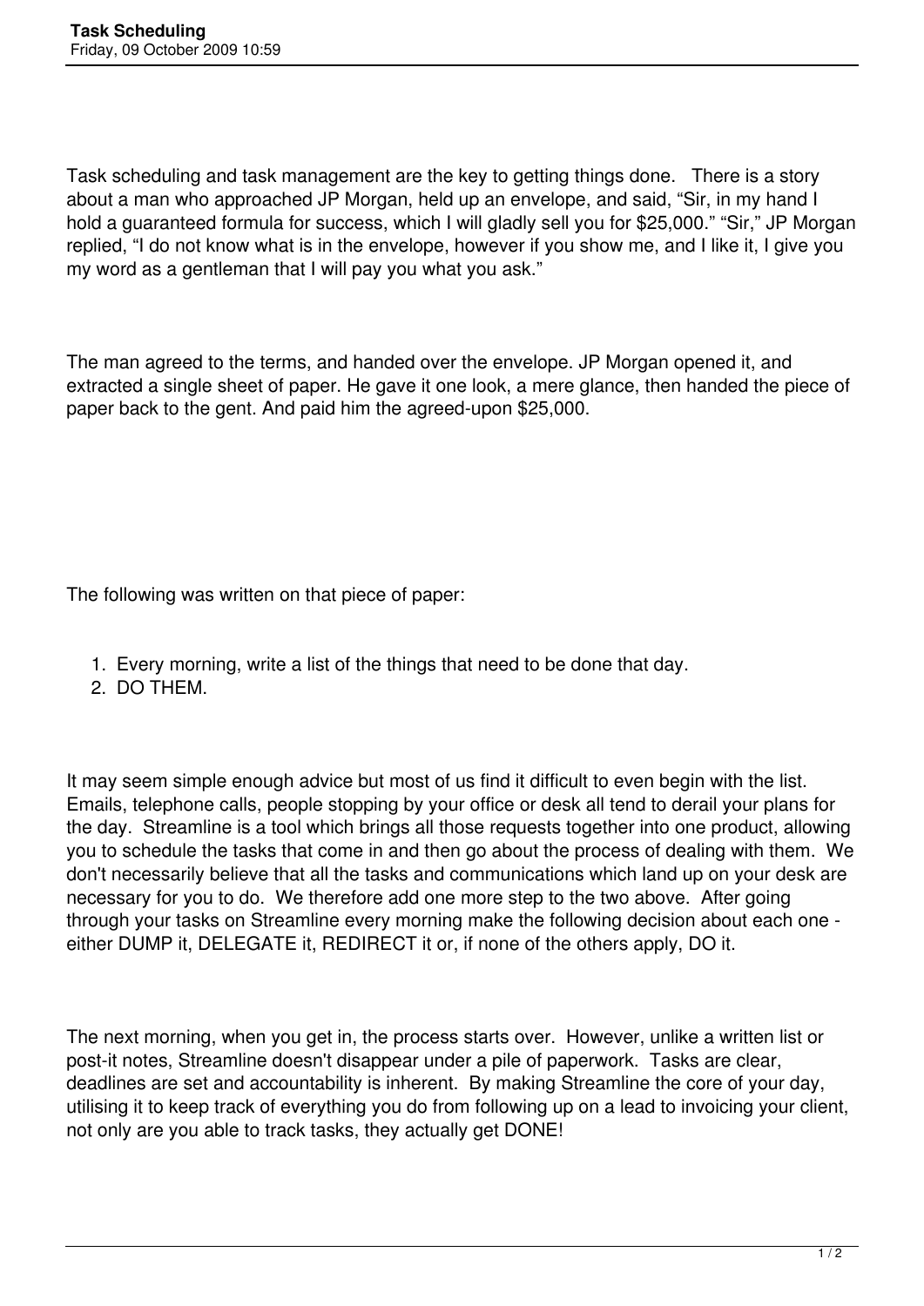# Task Scheduling

Friday, 09 October 2009 10:59

Task scheduling and task management are the key to getting things done.   There is a story about a man who approached JP Morgan, held up an envelope, and said, “Sir, in my hand I hold a guaranteed formula for success, which I will gladly sell you for $25,000.” “Sir,” JP Morgan replied, “I do not know what is in the envelope, however if you show me, and I like it, I give you my word as a gentleman that I will pay you what you ask.”

The man agreed to the terms, and handed over the envelope. JP Morgan opened it, and extracted a single sheet of paper. He gave it one look, a mere glance, then handed the piece of paper back to the gent. And paid him the agreed-upon $25,000.

The following was written on that piece of paper:

1. Every morning, write a list of the things that need to be done that day.
2. DO THEM.

It may seem simple enough advice but most of us find it difficult to even begin with the list. Emails, telephone calls, people stopping by your office or desk all tend to derail your plans for the day.  Streamline is a tool which brings all those requests together into one product, allowing you to schedule the tasks that come in and then go about the process of dealing with them.  We don't necessarily believe that all the tasks and communications which land up on your desk are necessary for you to do.  We therefore add one more step to the two above.  After going through your tasks on Streamline every morning make the following decision about each one - either DUMP it, DELEGATE it, REDIRECT it or, if none of the others apply, DO it.

The next morning, when you get in, the process starts over.  However, unlike a written list or post-it notes, Streamline doesn't disappear under a pile of paperwork.  Tasks are clear, deadlines are set and accountability is inherent.  By making Streamline the core of your day, utilising it to keep track of everything you do from following up on a lead to invoicing your client, not only are you able to track tasks, they actually get DONE!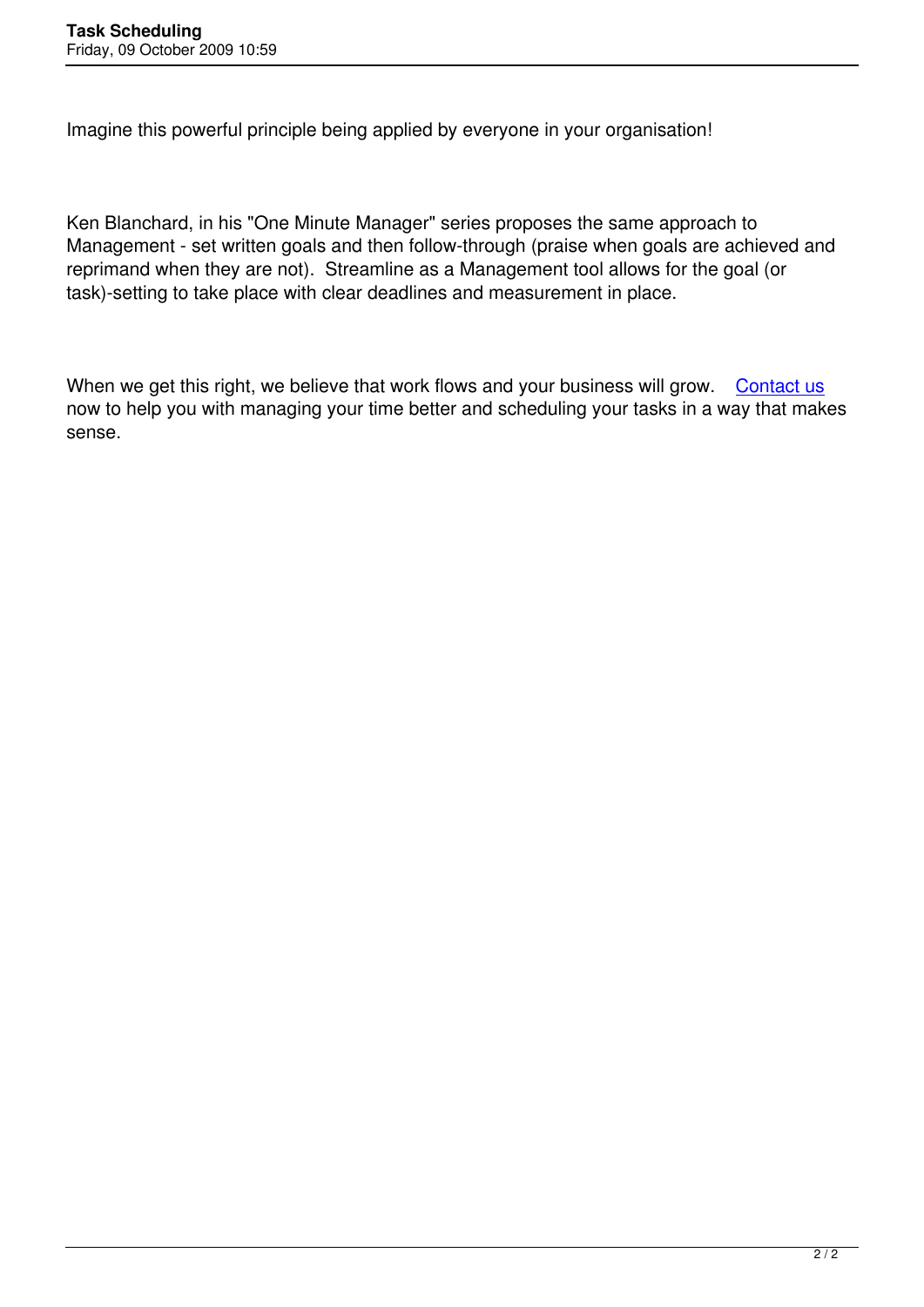Imagine this powerful principle being applied by everyone in your organisation!

Ken Blanchard, in his "One Minute Manager" series proposes the same approach to Management - set written goals and then follow-through (praise when goals are achieved and reprimand when they are not). Streamline as a Management tool allows for the goal (or task)-setting to take place with clear deadlines and measurement in place.

When we get this right, we believe that work flows and your business will grow. Contact us now to help you with managing your time better and scheduling your tasks in a way that makes sense.